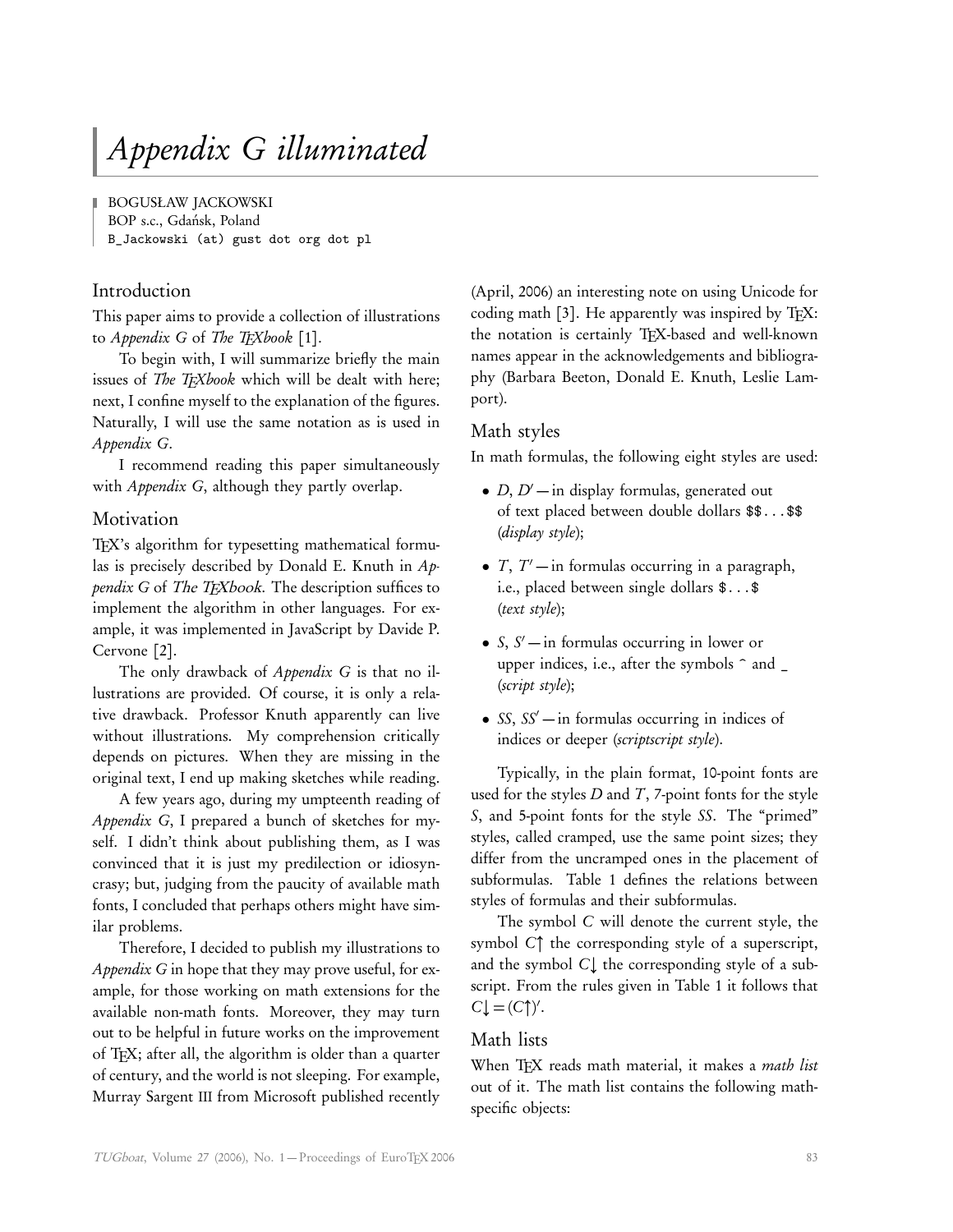# *Appendix G illuminated*

BOGUSŁAW JACKOWSKI
BOP s.c., Gdańsk, Poland
B_Jackowski (at) gust dot org dot pl

## Introduction

This paper aims to provide a collection of illustrations to *Appendix G* of *The TEXbook* [1].

To begin with, I will summarize briefly the main issues of *The TEXbook* which will be dealt with here; next, I confine myself to the explanation of the figures. Naturally, I will use the same notation as is used in *Appendix G*.

I recommend reading this paper simultaneously with *Appendix G*, although they partly overlap.

## Motivation

TEX's algorithm for typesetting mathematical formulas is precisely described by Donald E. Knuth in *Appendix G* of *The TEXbook*. The description suffices to implement the algorithm in other languages. For example, it was implemented in JavaScript by Davide P. Cervone [2].

The only drawback of *Appendix G* is that no illustrations are provided. Of course, it is only a relative drawback. Professor Knuth apparently can live without illustrations. My comprehension critically depends on pictures. When they are missing in the original text, I end up making sketches while reading.

A few years ago, during my umpteenth reading of *Appendix G*, I prepared a bunch of sketches for myself. I didn't think about publishing them, as I was convinced that it is just my predilection or idiosyncrasy; but, judging from the paucity of available math fonts, I concluded that perhaps others might have similar problems.

Therefore, I decided to publish my illustrations to *Appendix G* in hope that they may prove useful, for example, for those working on math extensions for the available non-math fonts. Moreover, they may turn out to be helpful in future works on the improvement of TEX; after all, the algorithm is older than a quarter of century, and the world is not sleeping. For example, Murray Sargent III from Microsoft published recently (April, 2006) an interesting note on using Unicode for coding math [3]. He apparently was inspired by TEX: the notation is certainly TEX-based and well-known names appear in the acknowledgements and bibliography (Barbara Beeton, Donald E. Knuth, Leslie Lamport).

## Math styles

In math formulas, the following eight styles are used:

- $D$, $D'$ — in display formulas, generated out of text placed between double dollars `$$...$$` (*display style*);
- $T$, $T'$ — in formulas occurring in a paragraph, i.e., placed between single dollars `$...$` (*text style*);
- $S$, $S'$ — in formulas occurring in lower or upper indices, i.e., after the symbols `^` and `_` (*script style*);
- $SS$, $SS'$ — in formulas occurring in indices of indices or deeper (*scriptscript style*).

Typically, in the plain format, 10-point fonts are used for the styles $D$ and $T$, 7-point fonts for the style $S$, and 5-point fonts for the style $SS$. The "primed" styles, called cramped, use the same point sizes; they differ from the uncramped ones in the placement of subformulas. Table 1 defines the relations between styles of formulas and their subformulas.

The symbol $C$ will denote the current style, the symbol $C\uparrow$ the corresponding style of a superscript, and the symbol $C\downarrow$ the corresponding style of a subscript. From the rules given in Table 1 it follows that $C\downarrow = (C\uparrow)'$.

## Math lists

When TEX reads math material, it makes a *math list* out of it. The math list contains the following math-specific objects: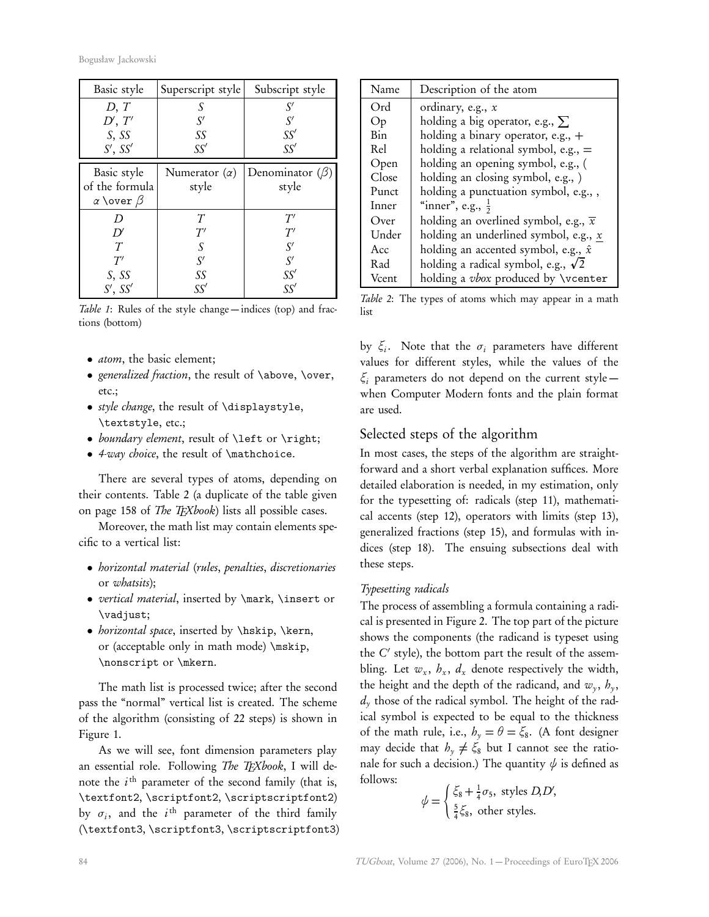| Basic style | Superscript style | Subscript style |
|---|---|---|
| $D$, $T$ | $S$ | $S'$ |
| $D'$, $T'$ | $S'$ | $S'$ |
| $S$, $SS$ | $SS$ | $SS'$ |
| $S'$, $SS'$ | $SS'$ | $SS'$ |

| Basic style of the formula $\alpha$ `\over` $\beta$ | Numerator ($\alpha$) style | Denominator ($\beta$) style |
|---|---|---|
| $D$ | $T$ | $T'$ |
| $D'$ | $T'$ | $T'$ |
| $T$ | $S$ | $S'$ |
| $T'$ | $S'$ | $S'$ |
| $S$, $SS$ | $SS$ | $SS'$ |
| $S'$, $SS'$ | $SS'$ | $SS'$ |

*Table 1*: Rules of the style change — indices (top) and fractions (bottom)

- *atom*, the basic element;
- *generalized fraction*, the result of `\above`, `\over`, etc.;
- *style change*, the result of `\displaystyle`, `\textstyle`, etc.;
- *boundary element*, result of `\left` or `\right`;
- *4-way choice*, the result of `\mathchoice`.

There are several types of atoms, depending on their contents. Table 2 (a duplicate of the table given on page 158 of *The TEXbook*) lists all possible cases.

Moreover, the math list may contain elements specific to a vertical list:

- *horizontal material* (*rules*, *penalties*, *discretionaries* or *whatsits*);
- *vertical material*, inserted by `\mark`, `\insert` or `\vadjust`;
- *horizontal space*, inserted by `\hskip`, `\kern`, or (acceptable only in math mode) `\mskip`, `\nonscript` or `\mkern`.

The math list is processed twice; after the second pass the "normal" vertical list is created. The scheme of the algorithm (consisting of 22 steps) is shown in Figure 1.

As we will see, font dimension parameters play an essential role. Following *The TEXbook*, I will denote the $i^{\text{th}}$ parameter of the second family (that is, `\textfont2`, `\scriptfont2`, `\scriptscriptfont2`) by $\sigma_i$, and the $i^{\text{th}}$ parameter of the third family (`\textfont3`, `\scriptfont3`, `\scriptscriptfont3`)

| Name | Description of the atom |
|---|---|
| Ord | ordinary, e.g., $x$ |
| Op | holding a big operator, e.g., $\sum$ |
| Bin | holding a binary operator, e.g., $+$ |
| Rel | holding a relational symbol, e.g., $=$ |
| Open | holding an opening symbol, e.g., ( |
| Close | holding an closing symbol, e.g., ) |
| Punct | holding a punctuation symbol, e.g., , |
| Inner | "inner", e.g., $\frac{1}{2}$ |
| Over | holding an overlined symbol, e.g., $\overline{x}$ |
| Under | holding an underlined symbol, e.g., $\underline{x}$ |
| Acc | holding an accented symbol, e.g., $\hat{x}$ |
| Rad | holding a radical symbol, e.g., $\sqrt{2}$ |
| Vcent | holding a *vbox* produced by `\vcenter` |

*Table 2*: The types of atoms which may appear in a math list

by $\xi_i$. Note that the $\sigma_i$ parameters have different values for different styles, while the values of the $\xi_i$ parameters do not depend on the current style — when Computer Modern fonts and the plain format are used.

## Selected steps of the algorithm

In most cases, the steps of the algorithm are straightforward and a short verbal explanation suffices. More detailed elaboration is needed, in my estimation, only for the typesetting of: radicals (step 11), mathematical accents (step 12), operators with limits (step 13), generalized fractions (step 15), and formulas with indices (step 18). The ensuing subsections deal with these steps.

### *Typesetting radicals*

The process of assembling a formula containing a radical is presented in Figure 2. The top part of the picture shows the components (the radicand is typeset using the $C'$ style), the bottom part the result of the assembling. Let $w_x$, $h_x$, $d_x$ denote respectively the width, the height and the depth of the radicand, and $w_y$, $h_y$, $d_y$ those of the radical symbol. The height of the radical symbol is expected to be equal to the thickness of the math rule, i.e., $h_y = \theta = \xi_8$. (A font designer may decide that $h_y \neq \xi_8$ but I cannot see the rationale for such a decision.) The quantity $\psi$ is defined as follows:

$$\psi = \begin{cases} \xi_8 + \frac{1}{4}\sigma_5, & \text{styles } D, D', \\ \frac{5}{4}\xi_8, & \text{other styles.} \end{cases}$$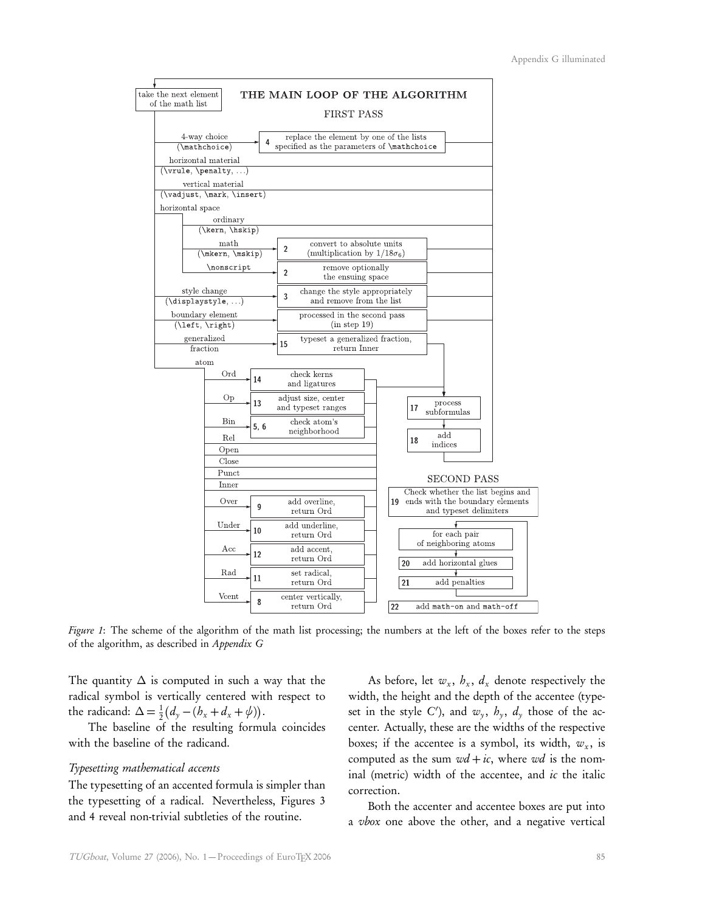**THE MAIN LOOP OF THE ALGORITHM**

take the next element of the math list

**FIRST PASS**

- 4-way choice (`\mathchoice`) → **4** replace the element by one of the lists specified as the parameters of `\mathchoice`
- horizontal material (`\vrule`, `\penalty`, ...)
- vertical material (`\vadjust`, `\mark`, `\insert`)
- horizontal space
  - ordinary (`\kern`, `\hskip`)
  - math (`\mkern`, `\mskip`) → **2** convert to absolute units (multiplication by $1/18\sigma_6$)
  - `\nonscript` → **2** remove optionally the ensuing space
- style change (`\displaystyle`, ...) → **3** change the style appropriately and remove from the list
- boundary element (`\left`, `\right`) → processed in the second pass (in step 19)
- generalized fraction → **15** typeset a generalized fraction, return Inner
- atom
  - Ord → **14** check kerns and ligatures
  - Op → **13** adjust size, center and typeset ranges
  - Bin → **5, 6** check atom's neighborhood
  - Rel
  - Open
  - Close
  - Punct
  - Inner
  - Over → **9** add overline, return Ord
  - Under → **10** add underline, return Ord
  - Acc → **12** add accent, return Ord
  - Rad → **11** set radical, return Ord
  - Vcent → **8** center vertically, return Ord

**17** process subformulas

**18** add indices

**SECOND PASS**

**19** Check whether the list begins and ends with the boundary elements and typeset delimiters

for each pair of neighboring atoms

**20** add horizontal glues

**21** add penalties

**22** add `math-on` and `math-off`

*Figure 1*: The scheme of the algorithm of the math list processing; the numbers at the left of the boxes refer to the steps of the algorithm, as described in *Appendix G*

The quantity $\Delta$ is computed in such a way that the radical symbol is vertically centered with respect to the radicand: $\Delta = \frac{1}{2}\big(d_y - (h_x + d_x + \psi)\big)$.

The baseline of the resulting formula coincides with the baseline of the radicand.

### *Typesetting mathematical accents*

The typesetting of an accented formula is simpler than the typesetting of a radical. Nevertheless, Figures 3 and 4 reveal non-trivial subtleties of the routine.

As before, let $w_x$, $h_x$, $d_x$ denote respectively the width, the height and the depth of the accentee (typeset in the style $C'$), and $w_y$, $h_y$, $d_y$ those of the accenter. Actually, these are the widths of the respective boxes; if the accentee is a symbol, its width, $w_x$, is computed as the sum $wd + ic$, where $wd$ is the nominal (metric) width of the accentee, and $ic$ the italic correction.

Both the accenter and accentee boxes are put into a *vbox* one above the other, and a negative vertical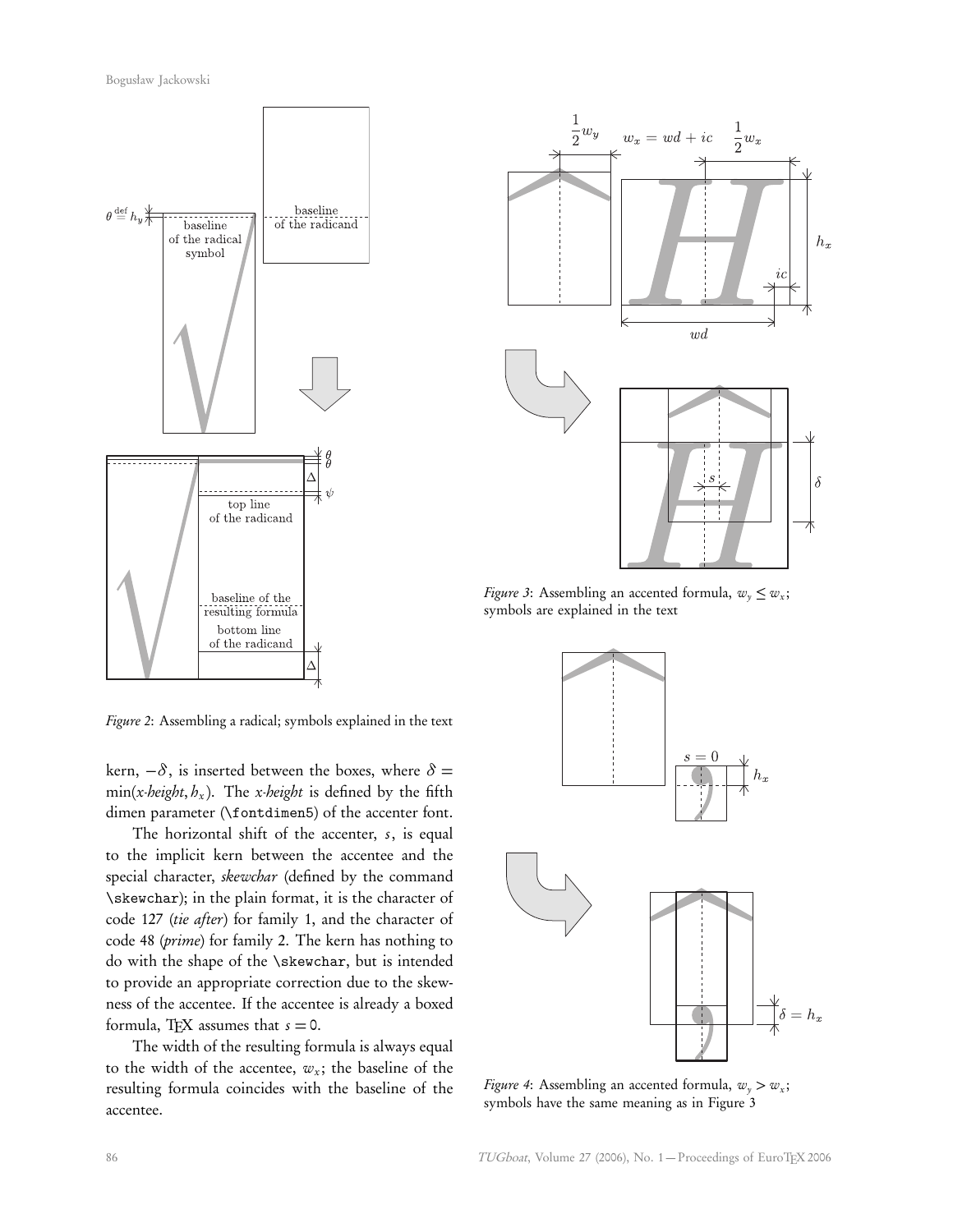*Figure 2*: Assembling a radical; symbols explained in the text

kern, $-\delta$, is inserted between the boxes, where $\delta = \min(\textit{x-height}, h_x)$. The *x-height* is defined by the fifth dimen parameter (`\fontdimen5`) of the accenter font.

The horizontal shift of the accenter, $s$, is equal to the implicit kern between the accentee and the special character, *skewchar* (defined by the command `\skewchar`); in the plain format, it is the character of code 127 (*tie after*) for family 1, and the character of code 48 (*prime*) for family 2. The kern has nothing to do with the shape of the `\skewchar`, but is intended to provide an appropriate correction due to the skewness of the accentee. If the accentee is already a boxed formula, TeX assumes that $s = 0$.

The width of the resulting formula is always equal to the width of the accentee, $w_x$; the baseline of the resulting formula coincides with the baseline of the accentee.

*Figure 3*: Assembling an accented formula, $w_y \le w_x$; symbols are explained in the text

*Figure 4*: Assembling an accented formula, $w_y > w_x$; symbols have the same meaning as in Figure 3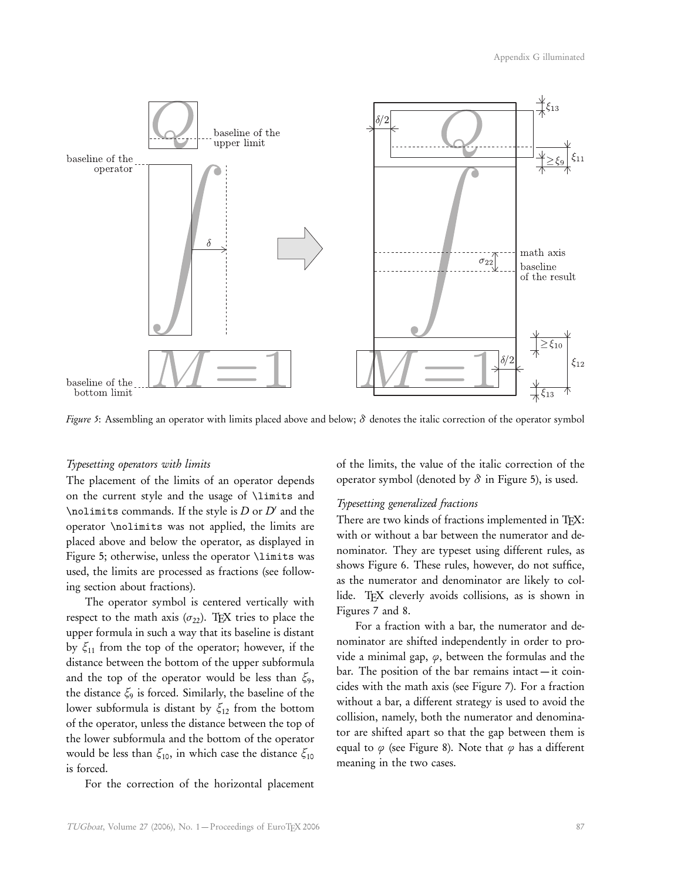*Figure 5*: Assembling an operator with limits placed above and below; $\delta$ denotes the italic correction of the operator symbol

### *Typesetting operators with limits*

The placement of the limits of an operator depends on the current style and the usage of `\limits` and `\nolimits` commands. If the style is $D$ or $D'$ and the operator `\nolimits` was not applied, the limits are placed above and below the operator, as displayed in Figure 5; otherwise, unless the operator `\limits` was used, the limits are processed as fractions (see following section about fractions).

The operator symbol is centered vertically with respect to the math axis ($\sigma_{22}$). TEX tries to place the upper formula in such a way that its baseline is distant by $\xi_{11}$ from the top of the operator; however, if the distance between the bottom of the upper subformula and the top of the operator would be less than $\xi_9$, the distance $\xi_9$ is forced. Similarly, the baseline of the lower subformula is distant by $\xi_{12}$ from the bottom of the operator, unless the distance between the top of the lower subformula and the bottom of the operator would be less than $\xi_{10}$, in which case the distance $\xi_{10}$ is forced.

For the correction of the horizontal placement of the limits, the value of the italic correction of the operator symbol (denoted by $\delta$ in Figure 5), is used.

### *Typesetting generalized fractions*

There are two kinds of fractions implemented in TEX: with or without a bar between the numerator and denominator. They are typeset using different rules, as shows Figure 6. These rules, however, do not suffice, as the numerator and denominator are likely to collide. TEX cleverly avoids collisions, as is shown in Figures 7 and 8.

For a fraction with a bar, the numerator and denominator are shifted independently in order to provide a minimal gap, $\varphi$, between the formulas and the bar. The position of the bar remains intact — it coincides with the math axis (see Figure 7). For a fraction without a bar, a different strategy is used to avoid the collision, namely, both the numerator and denominator are shifted apart so that the gap between them is equal to $\varphi$ (see Figure 8). Note that $\varphi$ has a different meaning in the two cases.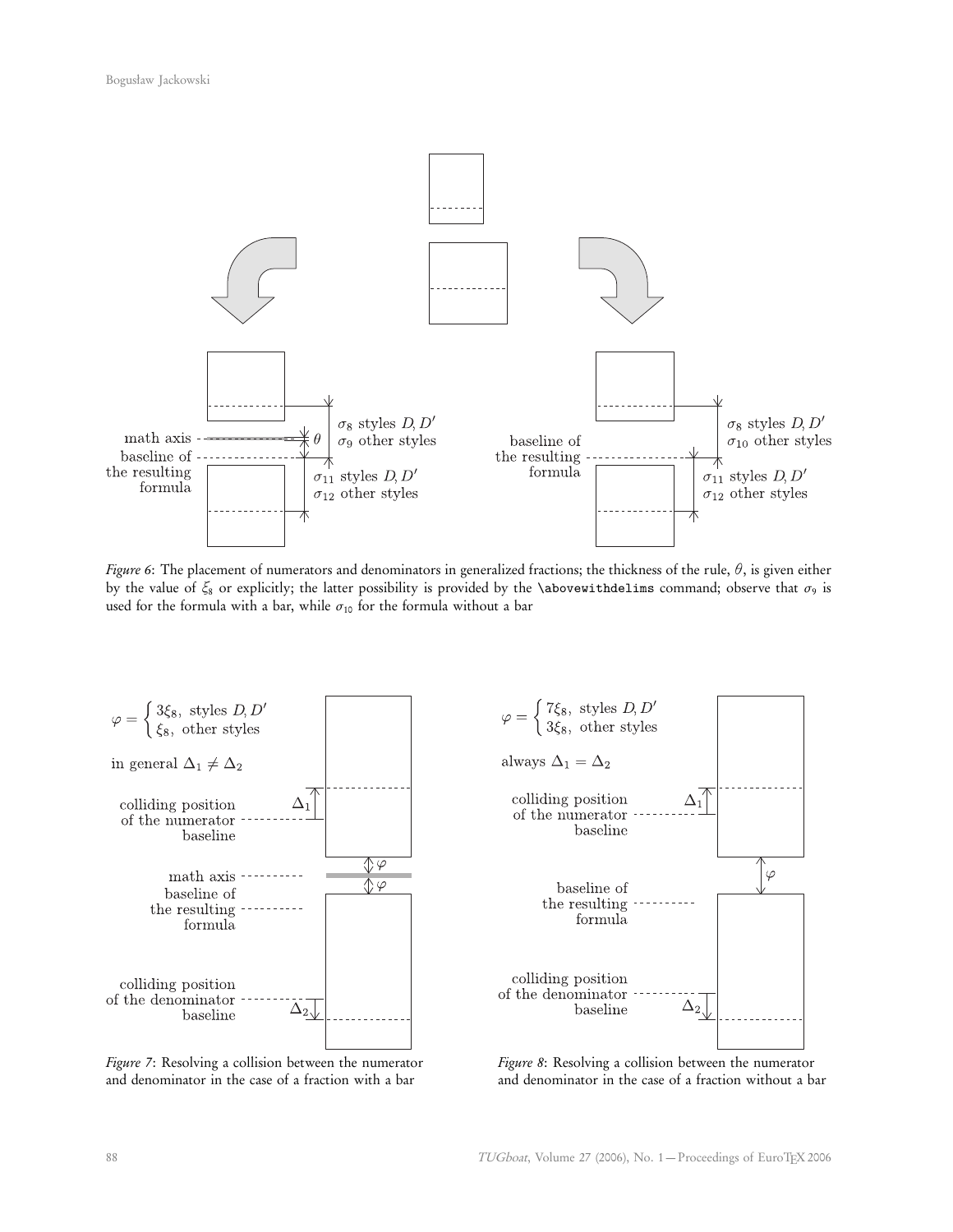math axis

baseline of the resulting formula

$\theta$

$\sigma_8$ styles $D, D'$
$\sigma_9$ other styles

$\sigma_{11}$ styles $D, D'$
$\sigma_{12}$ other styles

baseline of the resulting formula

$\sigma_8$ styles $D, D'$
$\sigma_{10}$ other styles

$\sigma_{11}$ styles $D, D'$
$\sigma_{12}$ other styles

*Figure 6*: The placement of numerators and denominators in generalized fractions; the thickness of the rule, $\theta$, is given either by the value of $\xi_8$ or explicitly; the latter possibility is provided by the `\abovewithdelims` command; observe that $\sigma_9$ is used for the formula with a bar, while $\sigma_{10}$ for the formula without a bar

$$\varphi = \begin{cases} 3\xi_8, & \text{styles } D, D' \\ \xi_8, & \text{other styles} \end{cases}$$

in general $\Delta_1 \neq \Delta_2$

colliding position of the numerator baseline

$\Delta_1$

math axis

baseline of the resulting formula

$\varphi$

colliding position of the denominator baseline

$\Delta_2$

*Figure 7*: Resolving a collision between the numerator and denominator in the case of a fraction with a bar

$$\varphi = \begin{cases} 7\xi_8, & \text{styles } D, D' \\ 3\xi_8, & \text{other styles} \end{cases}$$

always $\Delta_1 = \Delta_2$

colliding position of the numerator baseline

$\Delta_1$

baseline of the resulting formula

$\varphi$

colliding position of the denominator baseline

$\Delta_2$

*Figure 8*: Resolving a collision between the numerator and denominator in the case of a fraction without a bar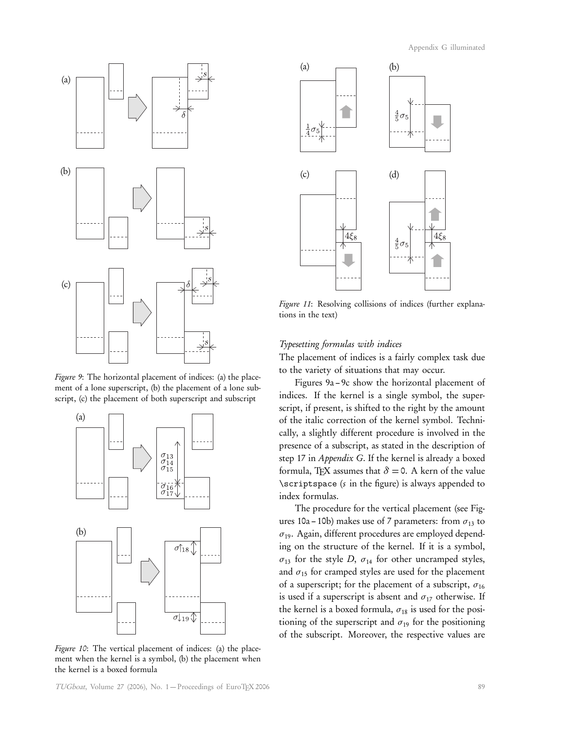Figure 9: The horizontal placement of indices: (a) the placement of a lone superscript, (b) the placement of a lone subscript, (c) the placement of both superscript and subscript

Figure 10: The vertical placement of indices: (a) the placement when the kernel is a symbol, (b) the placement when the kernel is a boxed formula

Figure 11: Resolving collisions of indices (further explanations in the text)

### *Typesetting formulas with indices*

The placement of indices is a fairly complex task due to the variety of situations that may occur.

Figures 9a – 9c show the horizontal placement of indices. If the kernel is a single symbol, the superscript, if present, is shifted to the right by the amount of the italic correction of the kernel symbol. Technically, a slightly different procedure is involved in the presence of a subscript, as stated in the description of step 17 in *Appendix G*. If the kernel is already a boxed formula, TeX assumes that $\delta = 0$. A kern of the value `\scriptspace` (*s* in the figure) is always appended to index formulas.

The procedure for the vertical placement (see Figures 10a – 10b) makes use of 7 parameters: from $\sigma_{13}$ to $\sigma_{19}$. Again, different procedures are employed depending on the structure of the kernel. If it is a symbol, $\sigma_{13}$ for the style $D$, $\sigma_{14}$ for other uncramped styles, and $\sigma_{15}$ for cramped styles are used for the placement of a superscript; for the placement of a subscript, $\sigma_{16}$ is used if a superscript is absent and $\sigma_{17}$ otherwise. If the kernel is a boxed formula, $\sigma_{18}$ is used for the positioning of the superscript and $\sigma_{19}$ for the positioning of the subscript. Moreover, the respective values are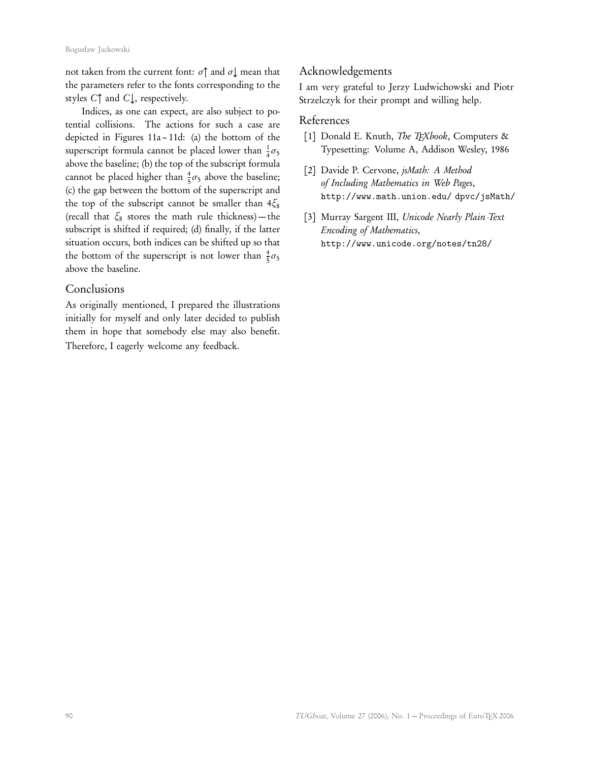not taken from the current font: $\sigma\uparrow$ and $\sigma\downarrow$ mean that the parameters refer to the fonts corresponding to the styles $C\uparrow$ and $C\downarrow$, respectively.

Indices, as one can expect, are also subject to potential collisions. The actions for such a case are depicted in Figures 11a–11d: (a) the bottom of the superscript formula cannot be placed lower than $\frac{1}{4}\sigma_5$ above the baseline; (b) the top of the subscript formula cannot be placed higher than $\frac{4}{5}\sigma_5$ above the baseline; (c) the gap between the bottom of the superscript and the top of the subscript cannot be smaller than $4\xi_8$ (recall that $\xi_8$ stores the math rule thickness) — the subscript is shifted if required; (d) finally, if the latter situation occurs, both indices can be shifted up so that the bottom of the superscript is not lower than $\frac{4}{5}\sigma_5$ above the baseline.

## Conclusions

As originally mentioned, I prepared the illustrations initially for myself and only later decided to publish them in hope that somebody else may also benefit. Therefore, I eagerly welcome any feedback.

## Acknowledgements

I am very grateful to Jerzy Ludwichowski and Piotr Strzelczyk for their prompt and willing help.

## References

[1] Donald E. Knuth, *The TEXbook*, Computers & Typesetting: Volume A, Addison Wesley, 1986

[2] Davide P. Cervone, *jsMath: A Method of Including Mathematics in Web Pages*, `http://www.math.union.edu/ dpvc/jsMath/`

[3] Murray Sargent III, *Unicode Nearly Plain-Text Encoding of Mathematics*, `http://www.unicode.org/notes/tn28/`